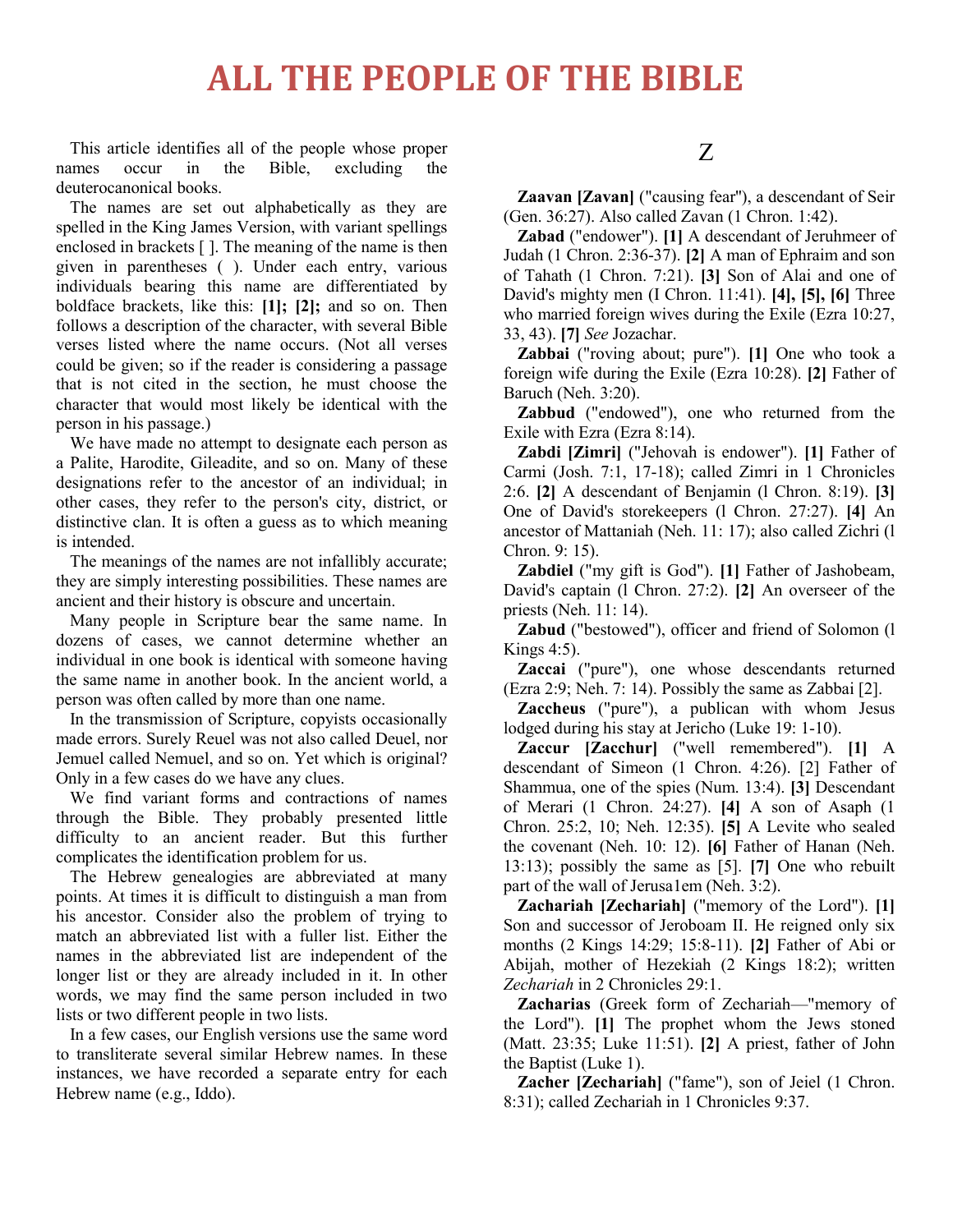# ALL THE PEOPLE OF THE BIBLE

This article identifies all of the people whose proper names occur in the Bible, excluding the deuterocanonical books.

The names are set out alphabetically as they are spelled in the King James Version, with variant spellings enclosed in brackets [ ]. The meaning of the name is then given in parentheses ( ). Under each entry, various individuals bearing this name are differentiated by boldface brackets, like this: **[1]; [2];** and so on. Then follows a description of the character, with several Bible verses listed where the name occurs. (Not all verses could be given; so if the reader is considering a passage that is not cited in the section, he must choose the character that would most likely be identical with the person in his passage.)

We have made no attempt to designate each person as a Palite, Harodite, Gileadite, and so on. Many of these designations refer to the ancestor of an individual; in other cases, they refer to the person's city, district, or distinctive clan. It is often a guess as to which meaning is intended.

The meanings of the names are not infallibly accurate; they are simply interesting possibilities. These names are ancient and their history is obscure and uncertain.

Many people in Scripture bear the same name. In dozens of cases, we cannot determine whether an individual in one book is identical with someone having the same name in another book. In the ancient world, a person was often called by more than one name.

In the transmission of Scripture, copyists occasionally made errors. Surely Reuel was not also called Deuel, nor Jemuel called Nemuel, and so on. Yet which is original? Only in a few cases do we have any clues.

We find variant forms and contractions of names through the Bible. They probably presented little difficulty to an ancient reader. But this further complicates the identification problem for us.

The Hebrew genealogies are abbreviated at many points. At times it is difficult to distinguish a man from his ancestor. Consider also the problem of trying to match an abbreviated list with a fuller list. Either the names in the abbreviated list are independent of the longer list or they are already included in it. In other words, we may find the same person included in two lists or two different people in two lists.

In a few cases, our English versions use the same word to transliterate several similar Hebrew names. In these instances, we have recorded a separate entry for each Hebrew name (e.g., Iddo).

## Z

**Zaavan [Zavan]** ("causing fear"), a descendant of Seir (Gen. 36:27). Also called Zavan (1 Chron. 1:42).

**Zabad** ("endower"). **[1]** A descendant of Jeruhmeer of Judah (1 Chron. 2:36-37). **[2]** A man of Ephraim and son of Tahath (1 Chron. 7:21). **[3]** Son of Alai and one of David's mighty men (I Chron. 11:41). **[4], [5], [6]** Three who married foreign wives during the Exile (Ezra 10:27, 33, 43). **[7]** *See* Jozachar.

**Zabbai** ("roving about; pure"). **[1]** One who took a foreign wife during the Exile (Ezra 10:28). **[2]** Father of Baruch (Neh. 3:20).

**Zabbud** ("endowed"), one who returned from the Exile with Ezra (Ezra 8:14).

**Zabdi [Zimri]** ("Jehovah is endower"). **[1]** Father of Carmi (Josh. 7:1, 17-18); called Zimri in 1 Chronicles 2:6. **[2]** A descendant of Benjamin (l Chron. 8:19). **[3]** One of David's storekeepers (l Chron. 27:27). **[4]** An ancestor of Mattaniah (Neh. 11: 17); also called Zichri (l Chron. 9: 15).

**Zabdiel** ("my gift is God"). **[1]** Father of Jashobeam, David's captain (l Chron. 27:2). **[2]** An overseer of the priests (Neh. 11: 14).

**Zabud** ("bestowed"), officer and friend of Solomon (l Kings 4:5).

**Zaccai** ("pure"), one whose descendants returned (Ezra 2:9; Neh. 7: 14). Possibly the same as Zabbai [2].

**Zaccheus** ("pure"), a publican with whom Jesus lodged during his stay at Jericho (Luke 19: 1-10).

**Zaccur [Zacchur]** ("well remembered"). **[1]** A descendant of Simeon (1 Chron. 4:26). [2] Father of Shammua, one of the spies (Num. 13:4). **[3]** Descendant of Merari (1 Chron. 24:27). **[4]** A son of Asaph (1 Chron. 25:2, 10; Neh. 12:35). **[5]** A Levite who sealed the covenant (Neh. 10: 12). **[6]** Father of Hanan (Neh. 13:13); possibly the same as [5]. **[7]** One who rebuilt part of the wall of Jerusa1em (Neh. 3:2).

**Zachariah [Zechariah]** ("memory of the Lord"). **[1]** Son and successor of Jeroboam II. He reigned only six months (2 Kings 14:29; 15:8-11). **[2]** Father of Abi or Abijah, mother of Hezekiah (2 Kings 18:2); written *Zechariah* in 2 Chronicles 29:1.

**Zacharias** (Greek form of Zechariah—"memory of the Lord"). **[1]** The prophet whom the Jews stoned (Matt. 23:35; Luke 11:51). **[2]** A priest, father of John the Baptist (Luke 1).

**Zacher [Zechariah]** ("fame"), son of Jeiel (1 Chron. 8:31); called Zechariah in 1 Chronicles 9:37.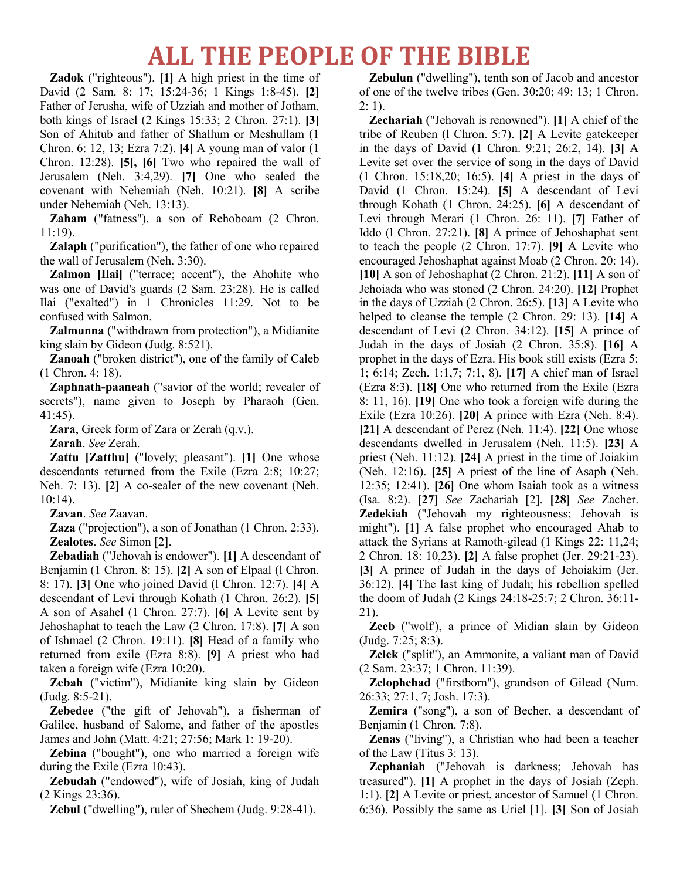# ALL THE PEOPLE OF THE BIBLE

**Zadok** ("righteous"). **[1]** A high priest in the time of David (2 Sam. 8: 17; 15:24-36; 1 Kings 1:8-45). **[2]** Father of Jerusha, wife of Uzziah and mother of Jotham, both kings of Israel (2 Kings 15:33; 2 Chron. 27:1). **[3]** Son of Ahitub and father of Shallum or Meshullam (1 Chron. 6: 12, 13; Ezra 7:2). **[4]** A young man of valor (1 Chron. 12:28). **[5], [6]** Two who repaired the wall of Jerusalem (Neh. 3:4,29). **[7]** One who sealed the covenant with Nehemiah (Neh. 10:21). **[8]** A scribe under Nehemiah (Neh. 13:13).

**Zaham** ("fatness"), a son of Rehoboam (2 Chron. 11:19).

**Zalaph** ("purification"), the father of one who repaired the wall of Jerusalem (Neh. 3:30).

**Zalmon [Ilai]** ("terrace; accent"), the Ahohite who was one of David's guards (2 Sam. 23:28). He is called Ilai ("exalted") in 1 Chronicles 11:29. Not to be confused with Salmon.

**Zalmunna** ("withdrawn from protection"), a Midianite king slain by Gideon (Judg. 8:521).

**Zanoah** ("broken district"), one of the family of Caleb (1 Chron. 4: 18).

**Zaphnath-paaneah** ("savior of the world; revealer of secrets"), name given to Joseph by Pharaoh (Gen. 41:45).

**Zara**, Greek form of Zara or Zerah (q.v.).

**Zarah**. *See* Zerah.

**Zattu [Zatthu]** ("lovely; pleasant"). **[1]** One whose descendants returned from the Exile (Ezra 2:8; 10:27; Neh. 7: 13). **[2]** A co-sealer of the new covenant (Neh. 10:14).

**Zavan**. *See* Zaavan.

**Zaza** ("projection"), a son of Jonathan (1 Chron. 2:33).

**Zealotes**. *See* Simon [2].

**Zebadiah** ("Jehovah is endower"). **[1]** A descendant of Benjamin (1 Chron. 8: 15). **[2]** A son of Elpaal (l Chron. 8: 17). **[3]** One who joined David (l Chron. 12:7). **[4]** A descendant of Levi through Kohath (1 Chron. 26:2). **[5]** A son of Asahel (1 Chron. 27:7). **[6]** A Levite sent by Jehoshaphat to teach the Law (2 Chron. 17:8). **[7]** A son of Ishmael (2 Chron. 19:11). **[8]** Head of a family who returned from exile (Ezra 8:8). **[9]** A priest who had taken a foreign wife (Ezra 10:20).

**Zebah** ("victim"), Midianite king slain by Gideon (Judg. 8:5-21).

**Zebedee** ("the gift of Jehovah"), a fisherman of Galilee, husband of Salome, and father of the apostles James and John (Matt. 4:21; 27:56; Mark 1: 19-20).

**Zebina** ("bought"), one who married a foreign wife during the Exile (Ezra 10:43).

**Zebudah** ("endowed"), wife of Josiah, king of Judah (2 Kings 23:36).

**Zebul** ("dwelling"), ruler of Shechem (Judg. 9:28-41).

**Zebulun** ("dwelling"), tenth son of Jacob and ancestor of one of the twelve tribes (Gen. 30:20; 49: 13; 1 Chron. 2: 1).

**Zechariah** ("Jehovah is renowned"). **[1]** A chief of the tribe of Reuben (l Chron. 5:7). **[2]** A Levite gatekeeper in the days of David (1 Chron. 9:21; 26:2, 14). **[3]** A Levite set over the service of song in the days of David (1 Chron. 15:18,20; 16:5). **[4]** A priest in the days of David (1 Chron. 15:24). **[5]** A descendant of Levi through Kohath (1 Chron. 24:25). **[6]** A descendant of Levi through Merari (1 Chron. 26: 11). **[7]** Father of Iddo (l Chron. 27:21). **[8]** A prince of Jehoshaphat sent to teach the people (2 Chron. 17:7). **[9]** A Levite who encouraged Jehoshaphat against Moab (2 Chron. 20: 14). **[10]** A son of Jehoshaphat (2 Chron. 21:2). **[11]** A son of Jehoiada who was stoned (2 Chron. 24:20). **[12]** Prophet in the days of Uzziah (2 Chron. 26:5). **[13]** A Levite who helped to cleanse the temple (2 Chron. 29: 13). **[14]** A descendant of Levi (2 Chron. 34:12). **[15]** A prince of Judah in the days of Josiah (2 Chron. 35:8). **[16]** A prophet in the days of Ezra. His book still exists (Ezra 5: 1; 6:14; Zech. 1:1,7; 7:1, 8). **[17]** A chief man of Israel (Ezra 8:3). **[18]** One who returned from the Exile (Ezra 8: 11, 16). **[19]** One who took a foreign wife during the Exile (Ezra 10:26). **[20]** A prince with Ezra (Neh. 8:4). **[21]** A descendant of Perez (Neh. 11:4). **[22]** One whose descendants dwelled in Jerusalem (Neh. 11:5). **[23]** A priest (Neh. 11:12). **[24]** A priest in the time of Joiakim (Neh. 12:16). **[25]** A priest of the line of Asaph (Neh. 12:35; 12:41). **[26]** One whom Isaiah took as a witness (Isa. 8:2). **[27]** *See* Zachariah [2]. **[28]** *See* Zacher.

**Zedekiah** ("Jehovah my righteousness; Jehovah is might"). **[1]** A false prophet who encouraged Ahab to attack the Syrians at Ramoth-gilead (1 Kings 22: 11,24; 2 Chron. 18: 10,23). **[2]** A false prophet (Jer. 29:21-23). **[3]** A prince of Judah in the days of Jehoiakim (Jer. 36:12). **[4]** The last king of Judah; his rebellion spelled the doom of Judah (2 Kings 24:18-25:7; 2 Chron. 36:11-21).

**Zeeb** ("wolf"), a prince of Midian slain by Gideon (Judg. 7:25; 8:3).

**Zelek** ("split"), an Ammonite, a valiant man of David (2 Sam. 23:37; 1 Chron. 11:39).

**Zelophehad** ("firstborn"), grandson of Gilead (Num. 26:33; 27:1, 7; Josh. 17:3).

**Zemira** ("song"), a son of Becher, a descendant of Benjamin (1 Chron. 7:8).

**Zenas** ("living"), a Christian who had been a teacher of the Law (Titus 3: 13).

**Zephaniah** ("Jehovah is darkness; Jehovah has treasured"). **[1]** A prophet in the days of Josiah (Zeph. 1:1). **[2]** A Levite or priest, ancestor of Samuel (1 Chron. 6:36). Possibly the same as Uriel [1]. **[3]** Son of Josiah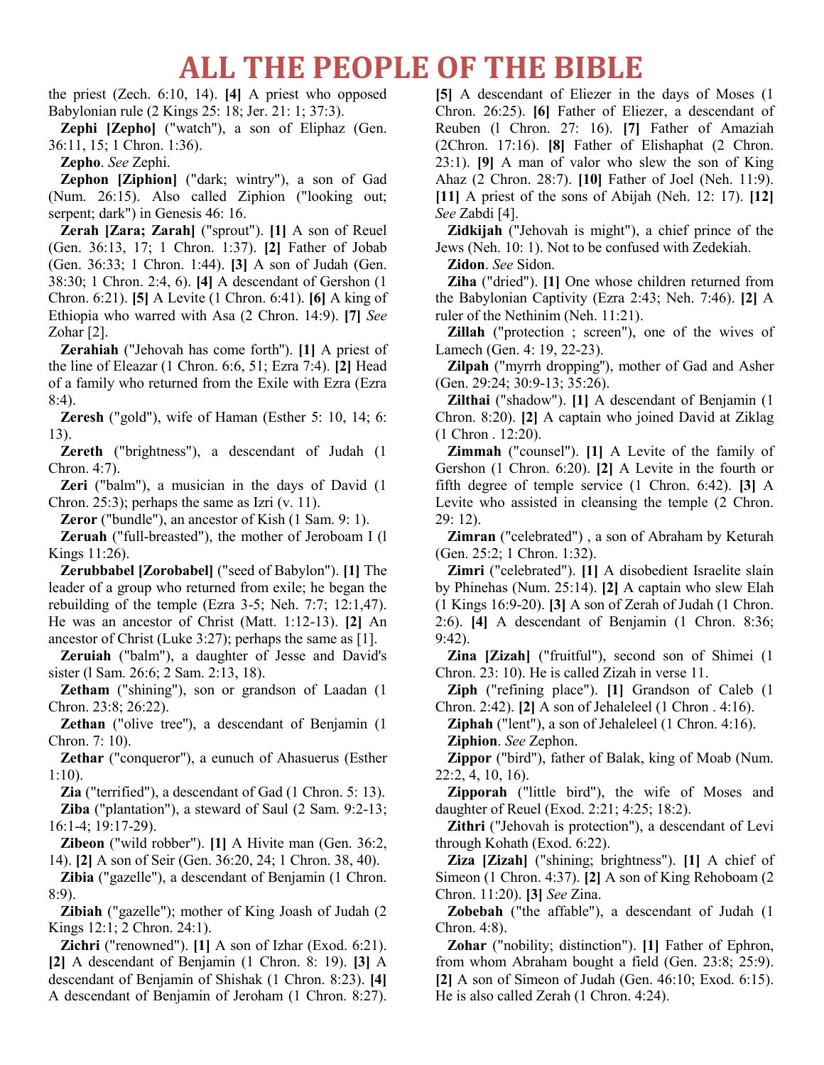# ALL THE PEOPLE OF THE BIBLE

the priest (Zech. 6:10, 14). **[4]** A priest who opposed Babylonian rule (2 Kings 25: 18; Jer. 21: 1; 37:3).

**Zephi [Zepho]** ("watch"), a son of Eliphaz (Gen. 36:11, 15; 1 Chron. 1:36).

**Zepho**. *See* Zephi.

**Zephon [Ziphion]** ("dark; wintry"), a son of Gad (Num. 26:15). Also called Ziphion ("looking out; serpent; dark") in Genesis 46: 16.

**Zerah [Zara; Zarah]** ("sprout"). **[1]** A son of Reuel (Gen. 36:13, 17; 1 Chron. 1:37). **[2]** Father of Jobab (Gen. 36:33; 1 Chron. 1:44). **[3]** A son of Judah (Gen. 38:30; 1 Chron. 2:4, 6). **[4]** A descendant of Gershon (1 Chron. 6:21). **[5]** A Levite (1 Chron. 6:41). **[6]** A king of Ethiopia who warred with Asa (2 Chron. 14:9). **[7]** *See* Zohar [2].

**Zerahiah** ("Jehovah has come forth"). **[1]** A priest of the line of Eleazar (1 Chron. 6:6, 51; Ezra 7:4). **[2]** Head of a family who returned from the Exile with Ezra (Ezra 8:4).

**Zeresh** ("gold"), wife of Haman (Esther 5: 10, 14; 6: 13).

**Zereth** ("brightness"), a descendant of Judah (1 Chron. 4:7).

**Zeri** ("balm"), a musician in the days of David (1 Chron. 25:3); perhaps the same as Izri (v. 11).

**Zeror** ("bundle"), an ancestor of Kish (1 Sam. 9: 1).

**Zeruah** ("full-breasted"), the mother of Jeroboam I (l Kings 11:26).

**Zerubbabel [Zorobabel]** ("seed of Babylon"). **[1]** The leader of a group who returned from exile; he began the rebuilding of the temple (Ezra 3-5; Neh. 7:7; 12:1,47). He was an ancestor of Christ (Matt. 1:12-13). **[2]** An ancestor of Christ (Luke 3:27); perhaps the same as [1].

**Zeruiah** ("balm"), a daughter of Jesse and David's sister (l Sam. 26:6; 2 Sam. 2:13, 18).

**Zetham** ("shining"), son or grandson of Laadan (1 Chron. 23:8; 26:22).

**Zethan** ("olive tree"), a descendant of Benjamin (1 Chron. 7: 10).

**Zethar** ("conqueror"), a eunuch of Ahasuerus (Esther 1:10).

**Zia** ("terrified"), a descendant of Gad (1 Chron. 5: 13).

**Ziba** ("plantation"), a steward of Saul (2 Sam. 9:2-13; 16:1-4; 19:17-29).

**Zibeon** ("wild robber"). **[1]** A Hivite man (Gen. 36:2, 14). **[2]** A son of Seir (Gen. 36:20, 24; 1 Chron. 38, 40).

**Zibia** ("gazelle"), a descendant of Benjamin (1 Chron. 8:9).

**Zibiah** ("gazelle"); mother of King Joash of Judah (2 Kings 12:1; 2 Chron. 24:1).

**Zichri** ("renowned"). **[1]** A son of Izhar (Exod. 6:21). **[2]** A descendant of Benjamin (1 Chron. 8: 19). **[3]** A descendant of Benjamin of Shishak (1 Chron. 8:23). **[4]** A descendant of Benjamin of Jeroham (1 Chron. 8:27). **[5]** A descendant of Eliezer in the days of Moses (1 Chron. 26:25). **[6]** Father of Eliezer, a descendant of Reuben (l Chron. 27: 16). **[7]** Father of Amaziah (2Chron. 17:16). **[8]** Father of Elishaphat (2 Chron. 23:1). **[9]** A man of valor who slew the son of King Ahaz (2 Chron. 28:7). **[10]** Father of Joel (Neh. 11:9). **[11]** A priest of the sons of Abijah (Neh. 12: 17). **[12]** *See* Zabdi [4].

**Zidkijah** ("Jehovah is might"), a chief prince of the Jews (Neh. 10: 1). Not to be confused with Zedekiah.

**Zidon**. *See* Sidon.

**Ziha** ("dried"). **[1]** One whose children returned from the Babylonian Captivity (Ezra 2:43; Neh. 7:46). **[2]** A ruler of the Nethinim (Neh. 11:21).

**Zillah** ("protection ; screen"), one of the wives of Lamech (Gen. 4: 19, 22-23).

**Zilpah** ("myrrh dropping"), mother of Gad and Asher (Gen. 29:24; 30:9-13; 35:26).

**Zilthai** ("shadow"). **[1]** A descendant of Benjamin (1 Chron. 8:20). **[2]** A captain who joined David at Ziklag (1 Chron . 12:20).

**Zimmah** ("counsel"). **[1]** A Levite of the family of Gershon (1 Chron. 6:20). **[2]** A Levite in the fourth or fifth degree of temple service (1 Chron. 6:42). **[3]** A Levite who assisted in cleansing the temple (2 Chron. 29: 12).

**Zimran** ("celebrated") , a son of Abraham by Keturah (Gen. 25:2; 1 Chron. 1:32).

**Zimri** ("celebrated"). **[1]** A disobedient Israelite slain by Phinehas (Num. 25:14). **[2]** A captain who slew Elah (1 Kings 16:9-20). **[3]** A son of Zerah of Judah (1 Chron. 2:6). **[4]** A descendant of Benjamin (1 Chron. 8:36; 9:42).

**Zina [Zizah]** ("fruitful"), second son of Shimei (1 Chron. 23: 10). He is called Zizah in verse 11.

**Ziph** ("refining place"). **[1]** Grandson of Caleb (1 Chron. 2:42). **[2]** A son of Jehaleleel (1 Chron . 4:16).

**Ziphah** ("lent"), a son of Jehaleleel (1 Chron. 4:16).

**Ziphion**. *See* Zephon.

**Zippor** ("bird"), father of Balak, king of Moab (Num. 22:2, 4, 10, 16).

**Zipporah** ("little bird"), the wife of Moses and daughter of Reuel (Exod. 2:21; 4:25; 18:2).

**Zithri** ("Jehovah is protection"), a descendant of Levi through Kohath (Exod. 6:22).

**Ziza [Zizah]** ("shining; brightness"). **[1]** A chief of Simeon (1 Chron. 4:37). **[2]** A son of King Rehoboam (2 Chron. 11:20). **[3]** *See* Zina.

**Zobebah** ("the affable"), a descendant of Judah (1 Chron. 4:8).

**Zohar** ("nobility; distinction"). **[1]** Father of Ephron, from whom Abraham bought a field (Gen. 23:8; 25:9). **[2]** A son of Simeon of Judah (Gen. 46:10; Exod. 6:15). He is also called Zerah (1 Chron. 4:24).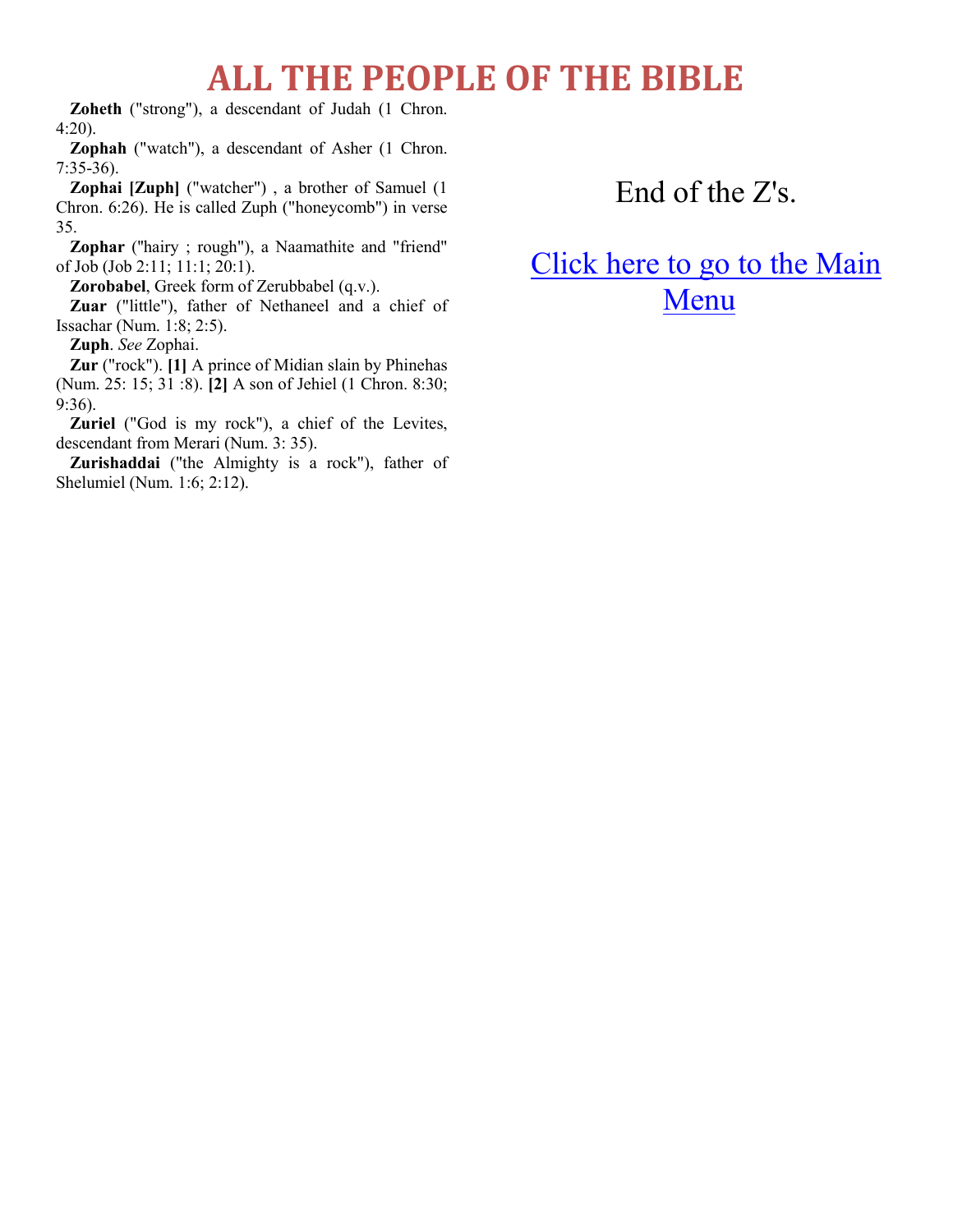# ALL THE PEOPLE OF THE BIBLE

**Zoheth** ("strong"), a descendant of Judah (1 Chron. 4:20).

**Zophah** ("watch"), a descendant of Asher (1 Chron. 7:35-36).

**Zophai [Zuph]** ("watcher") , a brother of Samuel (1 Chron. 6:26). He is called Zuph ("honeycomb") in verse 35.

**Zophar** ("hairy ; rough"), a Naamathite and "friend" of Job (Job 2:11; 11:1; 20:1).

**Zorobabel**, Greek form of Zerubbabel (q.v.).

**Zuar** ("little"), father of Nethaneel and a chief of Issachar (Num. 1:8; 2:5).

**Zuph**. *See* Zophai.

**Zur** ("rock"). **[1]** A prince of Midian slain by Phinehas (Num. 25: 15; 31 :8). **[2]** A son of Jehiel (1 Chron. 8:30; 9:36).

**Zuriel** ("God is my rock"), a chief of the Levites, descendant from Merari (Num. 3: 35).

**Zurishaddai** ("the Almighty is a rock"), father of Shelumiel (Num. 1:6; 2:12).

End of the Z's.

Click here to go to the Main Menu